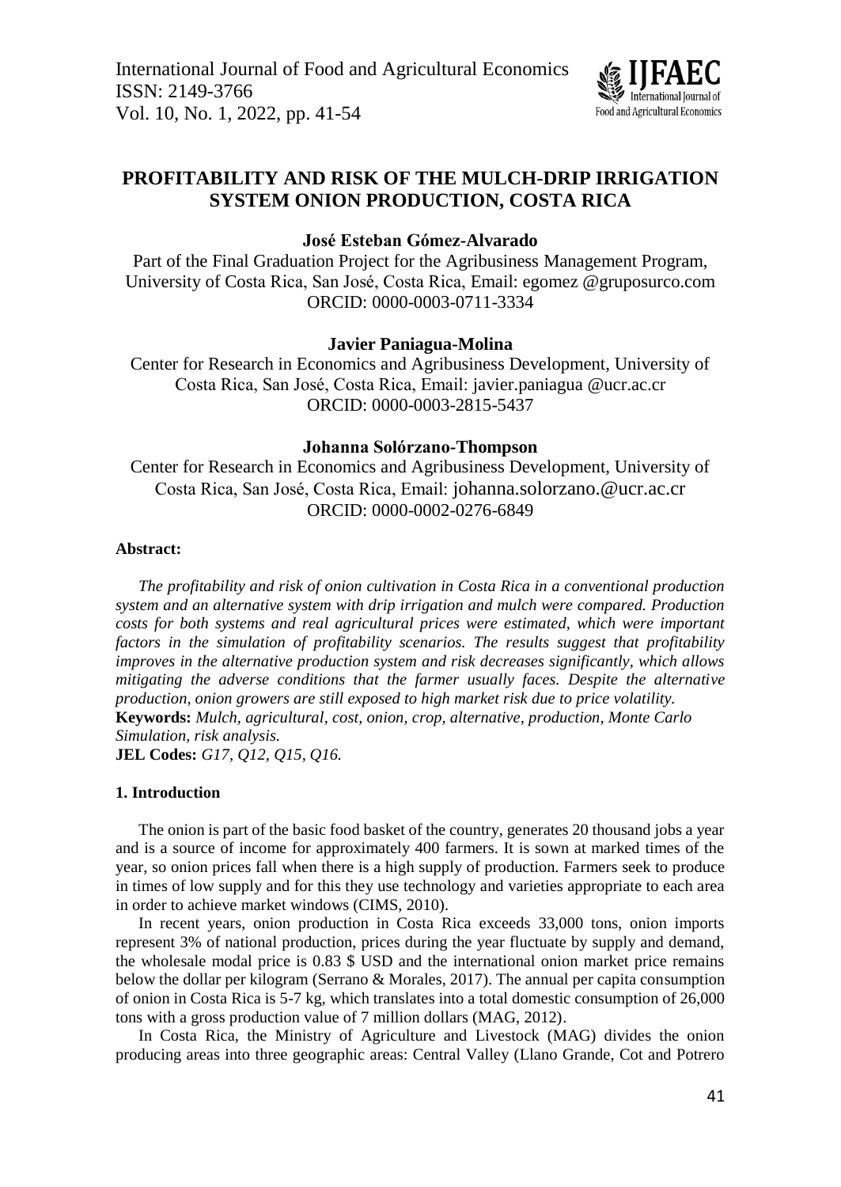# PROFITABILITY AND RISK OF THE MULCH-DRIP IRRIGATION SYSTEM ONION PRODUCTION, COSTA RICA

**José Esteban Gómez-Alvarado**

Part of the Final Graduation Project for the Agribusiness Management Program, University of Costa Rica, San José, Costa Rica, Email: egomez @gruposurco.com
ORCID: 0000-0003-0711-3334

**Javier Paniagua-Molina**

Center for Research in Economics and Agribusiness Development, University of Costa Rica, San José, Costa Rica, Email: javier.paniagua @ucr.ac.cr
ORCID: 0000-0003-2815-5437

**Johanna Solórzano-Thompson**

Center for Research in Economics and Agribusiness Development, University of Costa Rica, San José, Costa Rica, Email: johanna.solorzano.@ucr.ac.cr
ORCID: 0000-0002-0276-6849

**Abstract:**

*The profitability and risk of onion cultivation in Costa Rica in a conventional production system and an alternative system with drip irrigation and mulch were compared. Production costs for both systems and real agricultural prices were estimated, which were important factors in the simulation of profitability scenarios. The results suggest that profitability improves in the alternative production system and risk decreases significantly, which allows mitigating the adverse conditions that the farmer usually faces. Despite the alternative production, onion growers are still exposed to high market risk due to price volatility.*

**Keywords:** *Mulch, agricultural, cost, onion, crop, alternative, production, Monte Carlo Simulation, risk analysis.*

**JEL Codes:** *G17, Q12, Q15, Q16.*

## 1. Introduction

The onion is part of the basic food basket of the country, generates 20 thousand jobs a year and is a source of income for approximately 400 farmers. It is sown at marked times of the year, so onion prices fall when there is a high supply of production. Farmers seek to produce in times of low supply and for this they use technology and varieties appropriate to each area in order to achieve market windows (CIMS, 2010).

In recent years, onion production in Costa Rica exceeds 33,000 tons, onion imports represent 3% of national production, prices during the year fluctuate by supply and demand, the wholesale modal price is 0.83 $ USD and the international onion market price remains below the dollar per kilogram (Serrano & Morales, 2017). The annual per capita consumption of onion in Costa Rica is 5-7 kg, which translates into a total domestic consumption of 26,000 tons with a gross production value of 7 million dollars (MAG, 2012).

In Costa Rica, the Ministry of Agriculture and Livestock (MAG) divides the onion producing areas into three geographic areas: Central Valley (Llano Grande, Cot and Potrero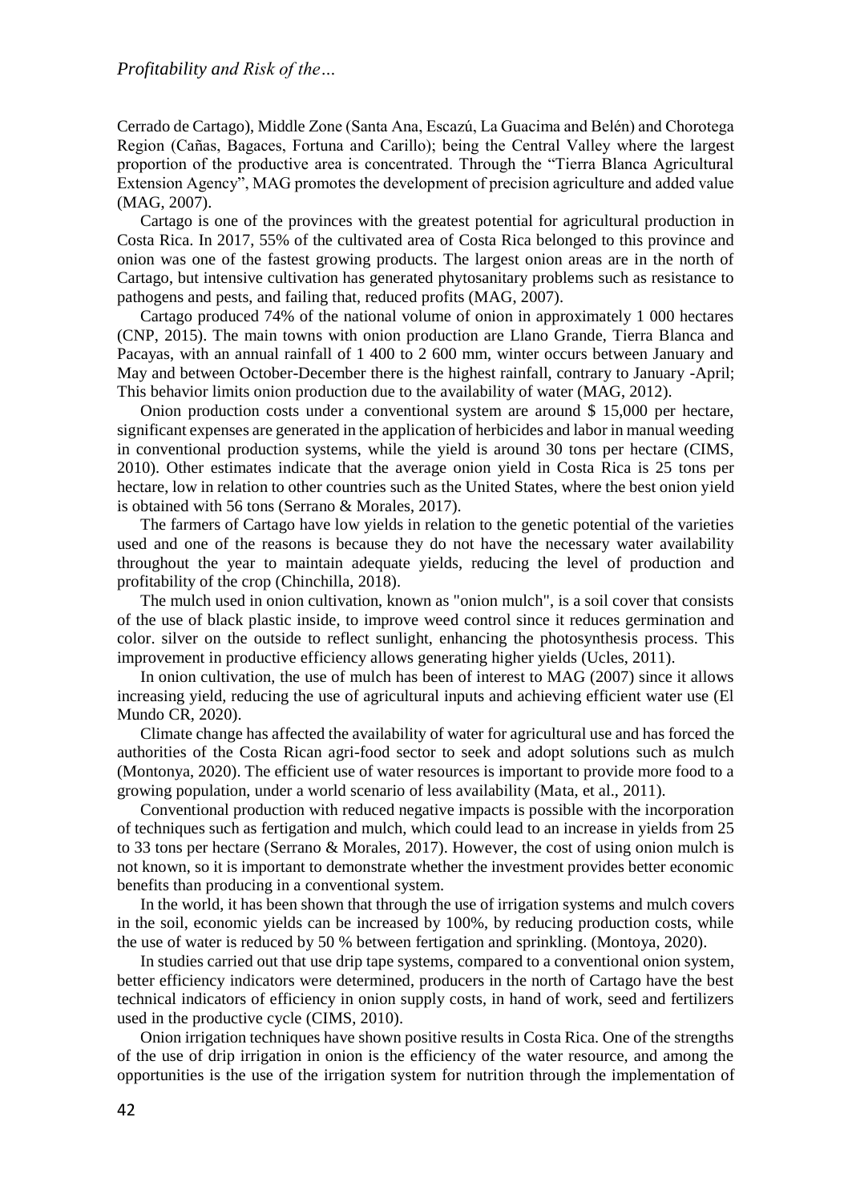Cerrado de Cartago), Middle Zone (Santa Ana, Escazú, La Guacima and Belén) and Chorotega Region (Cañas, Bagaces, Fortuna and Carillo); being the Central Valley where the largest proportion of the productive area is concentrated. Through the "Tierra Blanca Agricultural Extension Agency", MAG promotes the development of precision agriculture and added value (MAG, 2007).

Cartago is one of the provinces with the greatest potential for agricultural production in Costa Rica. In 2017, 55% of the cultivated area of Costa Rica belonged to this province and onion was one of the fastest growing products. The largest onion areas are in the north of Cartago, but intensive cultivation has generated phytosanitary problems such as resistance to pathogens and pests, and failing that, reduced profits (MAG, 2007).

Cartago produced 74% of the national volume of onion in approximately 1 000 hectares (CNP, 2015). The main towns with onion production are Llano Grande, Tierra Blanca and Pacayas, with an annual rainfall of 1 400 to 2 600 mm, winter occurs between January and May and between October-December there is the highest rainfall, contrary to January -April; This behavior limits onion production due to the availability of water (MAG, 2012).

Onion production costs under a conventional system are around \$ 15,000 per hectare, significant expenses are generated in the application of herbicides and labor in manual weeding in conventional production systems, while the yield is around 30 tons per hectare (CIMS, 2010). Other estimates indicate that the average onion yield in Costa Rica is 25 tons per hectare, low in relation to other countries such as the United States, where the best onion yield is obtained with 56 tons (Serrano & Morales, 2017).

The farmers of Cartago have low yields in relation to the genetic potential of the varieties used and one of the reasons is because they do not have the necessary water availability throughout the year to maintain adequate yields, reducing the level of production and profitability of the crop (Chinchilla, 2018).

The mulch used in onion cultivation, known as "onion mulch", is a soil cover that consists of the use of black plastic inside, to improve weed control since it reduces germination and color. silver on the outside to reflect sunlight, enhancing the photosynthesis process. This improvement in productive efficiency allows generating higher yields (Ucles, 2011).

In onion cultivation, the use of mulch has been of interest to MAG (2007) since it allows increasing yield, reducing the use of agricultural inputs and achieving efficient water use (El Mundo CR, 2020).

Climate change has affected the availability of water for agricultural use and has forced the authorities of the Costa Rican agri-food sector to seek and adopt solutions such as mulch (Montonya, 2020). The efficient use of water resources is important to provide more food to a growing population, under a world scenario of less availability (Mata, et al., 2011).

Conventional production with reduced negative impacts is possible with the incorporation of techniques such as fertigation and mulch, which could lead to an increase in yields from 25 to 33 tons per hectare (Serrano & Morales, 2017). However, the cost of using onion mulch is not known, so it is important to demonstrate whether the investment provides better economic benefits than producing in a conventional system.

In the world, it has been shown that through the use of irrigation systems and mulch covers in the soil, economic yields can be increased by 100%, by reducing production costs, while the use of water is reduced by 50 % between fertigation and sprinkling. (Montoya, 2020).

In studies carried out that use drip tape systems, compared to a conventional onion system, better efficiency indicators were determined, producers in the north of Cartago have the best technical indicators of efficiency in onion supply costs, in hand of work, seed and fertilizers used in the productive cycle (CIMS, 2010).

Onion irrigation techniques have shown positive results in Costa Rica. One of the strengths of the use of drip irrigation in onion is the efficiency of the water resource, and among the opportunities is the use of the irrigation system for nutrition through the implementation of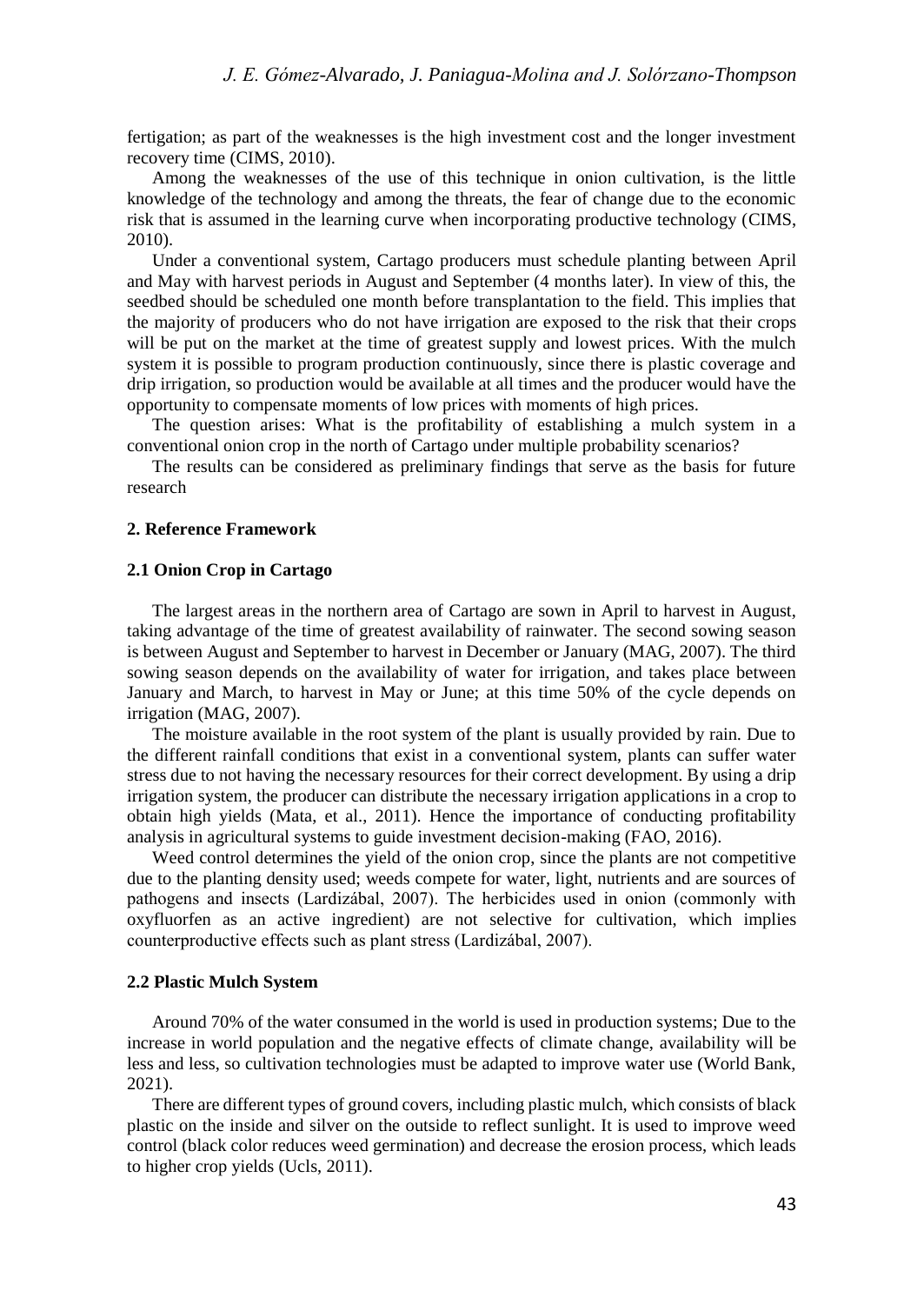fertigation; as part of the weaknesses is the high investment cost and the longer investment recovery time (CIMS, 2010).

Among the weaknesses of the use of this technique in onion cultivation, is the little knowledge of the technology and among the threats, the fear of change due to the economic risk that is assumed in the learning curve when incorporating productive technology (CIMS, 2010).

Under a conventional system, Cartago producers must schedule planting between April and May with harvest periods in August and September (4 months later). In view of this, the seedbed should be scheduled one month before transplantation to the field. This implies that the majority of producers who do not have irrigation are exposed to the risk that their crops will be put on the market at the time of greatest supply and lowest prices. With the mulch system it is possible to program production continuously, since there is plastic coverage and drip irrigation, so production would be available at all times and the producer would have the opportunity to compensate moments of low prices with moments of high prices.

The question arises: What is the profitability of establishing a mulch system in a conventional onion crop in the north of Cartago under multiple probability scenarios?

The results can be considered as preliminary findings that serve as the basis for future research

## 2. Reference Framework

### 2.1 Onion Crop in Cartago

The largest areas in the northern area of Cartago are sown in April to harvest in August, taking advantage of the time of greatest availability of rainwater. The second sowing season is between August and September to harvest in December or January (MAG, 2007). The third sowing season depends on the availability of water for irrigation, and takes place between January and March, to harvest in May or June; at this time 50% of the cycle depends on irrigation (MAG, 2007).

The moisture available in the root system of the plant is usually provided by rain. Due to the different rainfall conditions that exist in a conventional system, plants can suffer water stress due to not having the necessary resources for their correct development. By using a drip irrigation system, the producer can distribute the necessary irrigation applications in a crop to obtain high yields (Mata, et al., 2011). Hence the importance of conducting profitability analysis in agricultural systems to guide investment decision-making (FAO, 2016).

Weed control determines the yield of the onion crop, since the plants are not competitive due to the planting density used; weeds compete for water, light, nutrients and are sources of pathogens and insects (Lardizábal, 2007). The herbicides used in onion (commonly with oxyfluorfen as an active ingredient) are not selective for cultivation, which implies counterproductive effects such as plant stress (Lardizábal, 2007).

### 2.2 Plastic Mulch System

Around 70% of the water consumed in the world is used in production systems; Due to the increase in world population and the negative effects of climate change, availability will be less and less, so cultivation technologies must be adapted to improve water use (World Bank, 2021).

There are different types of ground covers, including plastic mulch, which consists of black plastic on the inside and silver on the outside to reflect sunlight. It is used to improve weed control (black color reduces weed germination) and decrease the erosion process, which leads to higher crop yields (Ucls, 2011).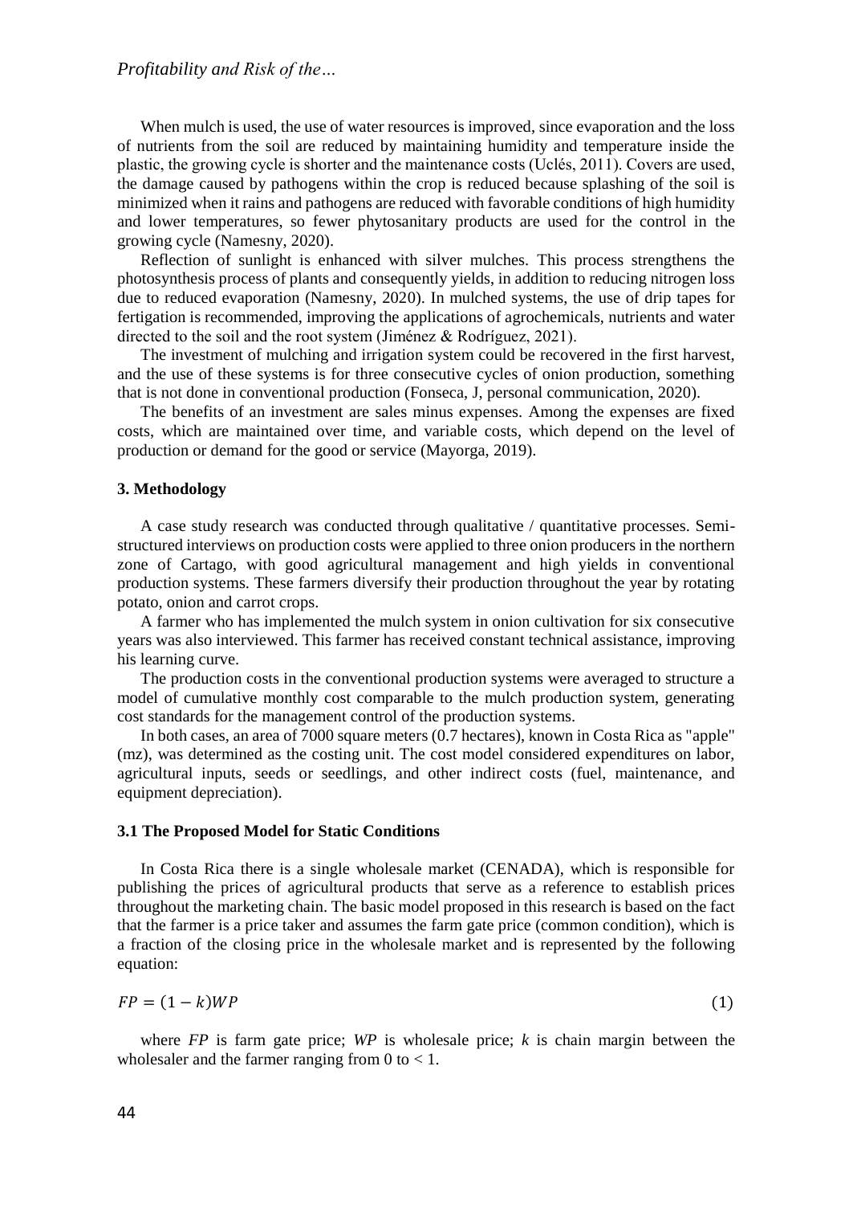When mulch is used, the use of water resources is improved, since evaporation and the loss of nutrients from the soil are reduced by maintaining humidity and temperature inside the plastic, the growing cycle is shorter and the maintenance costs (Uclés, 2011). Covers are used, the damage caused by pathogens within the crop is reduced because splashing of the soil is minimized when it rains and pathogens are reduced with favorable conditions of high humidity and lower temperatures, so fewer phytosanitary products are used for the control in the growing cycle (Namesny, 2020).

Reflection of sunlight is enhanced with silver mulches. This process strengthens the photosynthesis process of plants and consequently yields, in addition to reducing nitrogen loss due to reduced evaporation (Namesny, 2020). In mulched systems, the use of drip tapes for fertigation is recommended, improving the applications of agrochemicals, nutrients and water directed to the soil and the root system (Jiménez & Rodríguez, 2021).

The investment of mulching and irrigation system could be recovered in the first harvest, and the use of these systems is for three consecutive cycles of onion production, something that is not done in conventional production (Fonseca, J, personal communication, 2020).

The benefits of an investment are sales minus expenses. Among the expenses are fixed costs, which are maintained over time, and variable costs, which depend on the level of production or demand for the good or service (Mayorga, 2019).

### 3. Methodology

A case study research was conducted through qualitative / quantitative processes. Semi-structured interviews on production costs were applied to three onion producers in the northern zone of Cartago, with good agricultural management and high yields in conventional production systems. These farmers diversify their production throughout the year by rotating potato, onion and carrot crops.

A farmer who has implemented the mulch system in onion cultivation for six consecutive years was also interviewed. This farmer has received constant technical assistance, improving his learning curve.

The production costs in the conventional production systems were averaged to structure a model of cumulative monthly cost comparable to the mulch production system, generating cost standards for the management control of the production systems.

In both cases, an area of 7000 square meters (0.7 hectares), known in Costa Rica as "apple" (mz), was determined as the costing unit. The cost model considered expenditures on labor, agricultural inputs, seeds or seedlings, and other indirect costs (fuel, maintenance, and equipment depreciation).

#### 3.1 The Proposed Model for Static Conditions

In Costa Rica there is a single wholesale market (CENADA), which is responsible for publishing the prices of agricultural products that serve as a reference to establish prices throughout the marketing chain. The basic model proposed in this research is based on the fact that the farmer is a price taker and assumes the farm gate price (common condition), which is a fraction of the closing price in the wholesale market and is represented by the following equation:

$$FP = (1 - k)WP \tag{1}$$

where $FP$ is farm gate price; $WP$ is wholesale price; $k$ is chain margin between the wholesaler and the farmer ranging from 0 to < 1.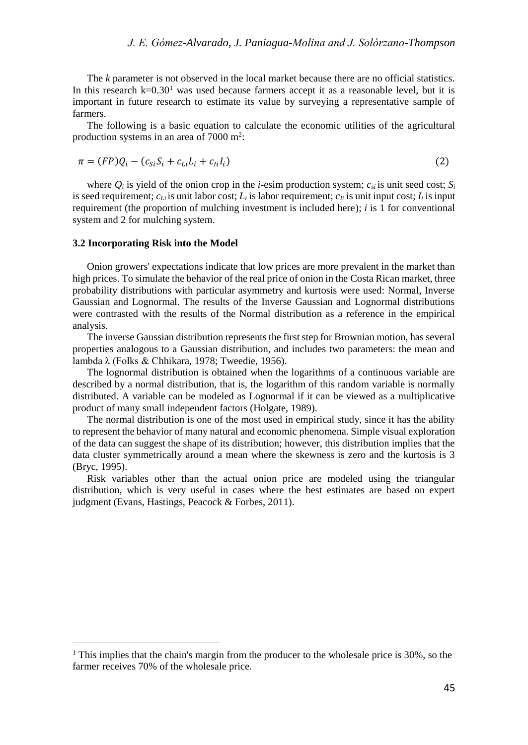The *k* parameter is not observed in the local market because there are no official statistics. In this research k=0.30[1] was used because farmers accept it as a reasonable level, but it is important in future research to estimate its value by surveying a representative sample of farmers.

The following is a basic equation to calculate the economic utilities of the agricultural production systems in an area of 7000 $m^2$:

$$\pi = (FP)Q_i - (c_{Si}S_i + c_{Li}L_i + c_{Ii}I_i) \tag{2}$$

where $Q_i$ is yield of the onion crop in the *i*-esim production system; $c_{si}$ is unit seed cost; $S_i$ is seed requirement; $c_{Li}$ is unit labor cost; $L_i$ is labor requirement; $c_{Ii}$ is unit input cost; $I_i$ is input requirement (the proportion of mulching investment is included here); *i* is 1 for conventional system and 2 for mulching system.

### 3.2 Incorporating Risk into the Model

Onion growers' expectations indicate that low prices are more prevalent in the market than high prices. To simulate the behavior of the real price of onion in the Costa Rican market, three probability distributions with particular asymmetry and kurtosis were used: Normal, Inverse Gaussian and Lognormal. The results of the Inverse Gaussian and Lognormal distributions were contrasted with the results of the Normal distribution as a reference in the empirical analysis.

The inverse Gaussian distribution represents the first step for Brownian motion, has several properties analogous to a Gaussian distribution, and includes two parameters: the mean and lambda λ (Folks & Chhikara, 1978; Tweedie, 1956).

The lognormal distribution is obtained when the logarithms of a continuous variable are described by a normal distribution, that is, the logarithm of this random variable is normally distributed. A variable can be modeled as Lognormal if it can be viewed as a multiplicative product of many small independent factors (Holgate, 1989).

The normal distribution is one of the most used in empirical study, since it has the ability to represent the behavior of many natural and economic phenomena. Simple visual exploration of the data can suggest the shape of its distribution; however, this distribution implies that the data cluster symmetrically around a mean where the skewness is zero and the kurtosis is 3 (Bryc, 1995).

Risk variables other than the actual onion price are modeled using the triangular distribution, which is very useful in cases where the best estimates are based on expert judgment (Evans, Hastings, Peacock & Forbes, 2011).

---

[1] This implies that the chain's margin from the producer to the wholesale price is 30%, so the farmer receives 70% of the wholesale price.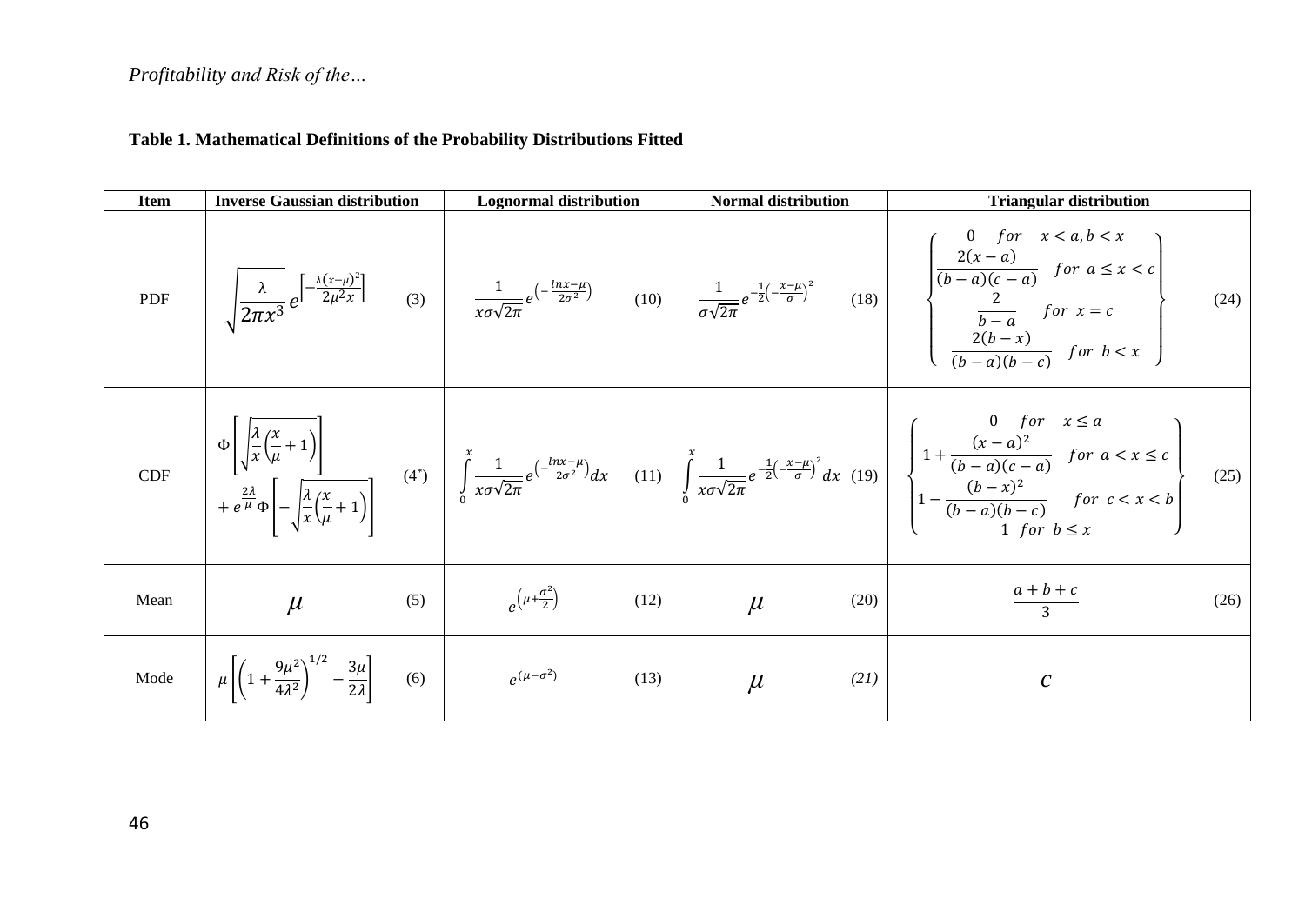**Table 1. Mathematical Definitions of the Probability Distributions Fitted**

| Item | Inverse Gaussian distribution | Lognormal distribution | Normal distribution | Triangular distribution |
|---|---|---|---|---|
| PDF | $\sqrt{\dfrac{\lambda}{2\pi x^3}}\, e^{\left[-\frac{\lambda(x-\mu)^2}{2\mu^2 x}\right]}$ (3) | $\dfrac{1}{x\sigma\sqrt{2\pi}} e^{\left(-\frac{\ln x-\mu}{2\sigma^2}\right)}$ (10) | $\dfrac{1}{\sigma\sqrt{2\pi}} e^{-\frac{1}{2}\left(-\frac{x-\mu}{\sigma}\right)^2}$ (18) | $\begin{cases} 0 & for \quad x < a, b < x \\ \dfrac{2(x-a)}{(b-a)(c-a)} & for \;\; a \le x < c \\ \dfrac{2}{b-a} & for \;\; x = c \\ \dfrac{2(b-x)}{(b-a)(b-c)} & for \;\; b < x \end{cases}$ (24) |
| CDF | $\Phi\left[\sqrt{\dfrac{\lambda}{x}}\left(\dfrac{x}{\mu}+1\right)\right] + e^{\frac{2\lambda}{\mu}}\Phi\left[-\sqrt{\dfrac{\lambda}{x}}\left(\dfrac{x}{\mu}+1\right)\right]$ (4*) | $\displaystyle\int_0^x \dfrac{1}{x\sigma\sqrt{2\pi}} e^{\left(-\frac{\ln x-\mu}{2\sigma^2}\right)} dx$ (11) | $\displaystyle\int_0^x \dfrac{1}{x\sigma\sqrt{2\pi}} e^{-\frac{1}{2}\left(-\frac{x-\mu}{\sigma}\right)^2} dx$ (19) | $\begin{cases} 0 & for \quad x \le a \\ 1 + \dfrac{(x-a)^2}{(b-a)(c-a)} & for \;\; a < x \le c \\ 1 - \dfrac{(b-x)^2}{(b-a)(b-c)} & for \;\; c < x < b \\ 1 & for \;\; b \le x \end{cases}$ (25) |
| Mean | $\mu$ (5) | $e^{\left(\mu+\frac{\sigma^2}{2}\right)}$ (12) | $\mu$ (20) | $\dfrac{a+b+c}{3}$ (26) |
| Mode | $\mu\left[\left(1+\dfrac{9\mu^2}{4\lambda^2}\right)^{1/2} - \dfrac{3\mu}{2\lambda}\right]$ (6) | $e^{(\mu-\sigma^2)}$ (13) | $\mu$ (21) | $c$ |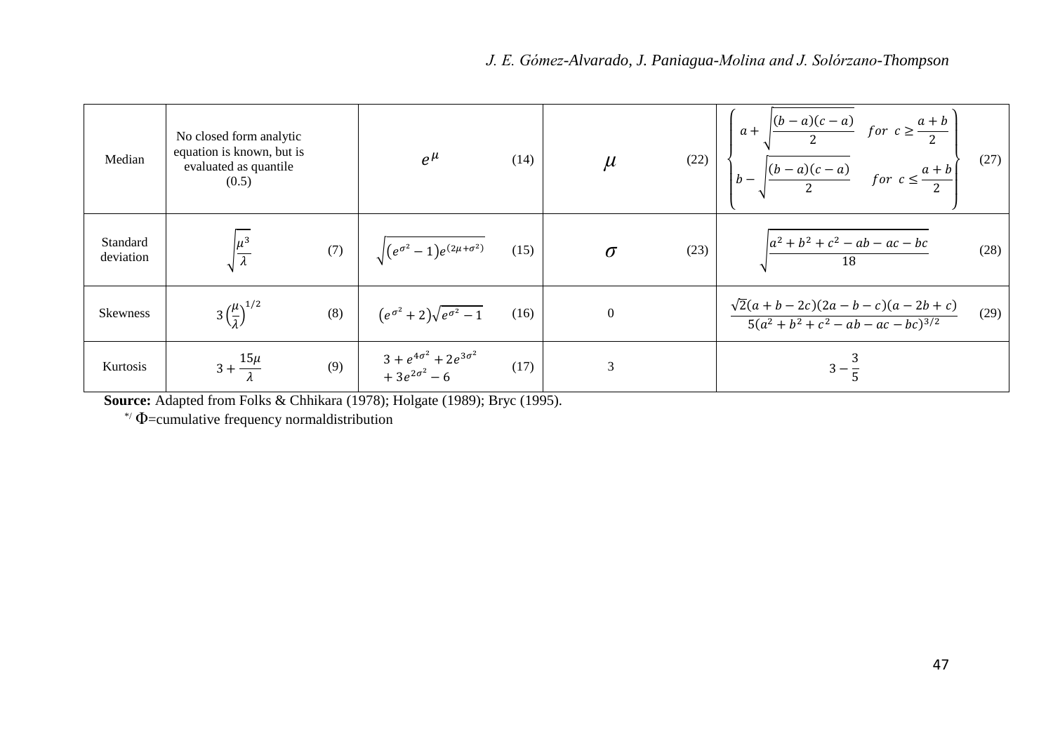| | | | | |
|---|---|---|---|---|
| Median | No closed form analytic equation is known, but is evaluated as quantile (0.5) | $e^{\mu}$ (14) | $\mu$ (22) | $\left\{\begin{matrix} a+\sqrt{\frac{(b-a)(c-a)}{2}} & for\ c \geq \frac{a+b}{2} \\ b-\sqrt{\frac{(b-a)(c-a)}{2}} & for\ c \leq \frac{a+b}{2} \end{matrix}\right\}$ (27) |
| Standard deviation | $\sqrt{\frac{\mu^3}{\lambda}}$ (7) | $\sqrt{\left(e^{\sigma^2}-1\right)e^{(2\mu+\sigma^2)}}$ (15) | $\sigma$ (23) | $\sqrt{\frac{a^2+b^2+c^2-ab-ac-bc}{18}}$ (28) |
| Skewness | $3\left(\frac{\mu}{\lambda}\right)^{1/2}$ (8) | $\left(e^{\sigma^2}+2\right)\sqrt{e^{\sigma^2}-1}$ (16) | 0 | $\frac{\sqrt{2}(a+b-2c)(2a-b-c)(a-2b+c)}{5(a^2+b^2+c^2-ab-ac-bc)^{3/2}}$ (29) |
| Kurtosis | $3+\frac{15\mu}{\lambda}$ (9) | $3+e^{4\sigma^2}+2e^{3\sigma^2}+3e^{2\sigma^2}-6$ (17) | 3 | $3-\frac{3}{5}$ |

**Source:** Adapted from Folks & Chhikara (1978); Holgate (1989); Bryc (1995).

*/ Φ=cumulative frequency normaldistribution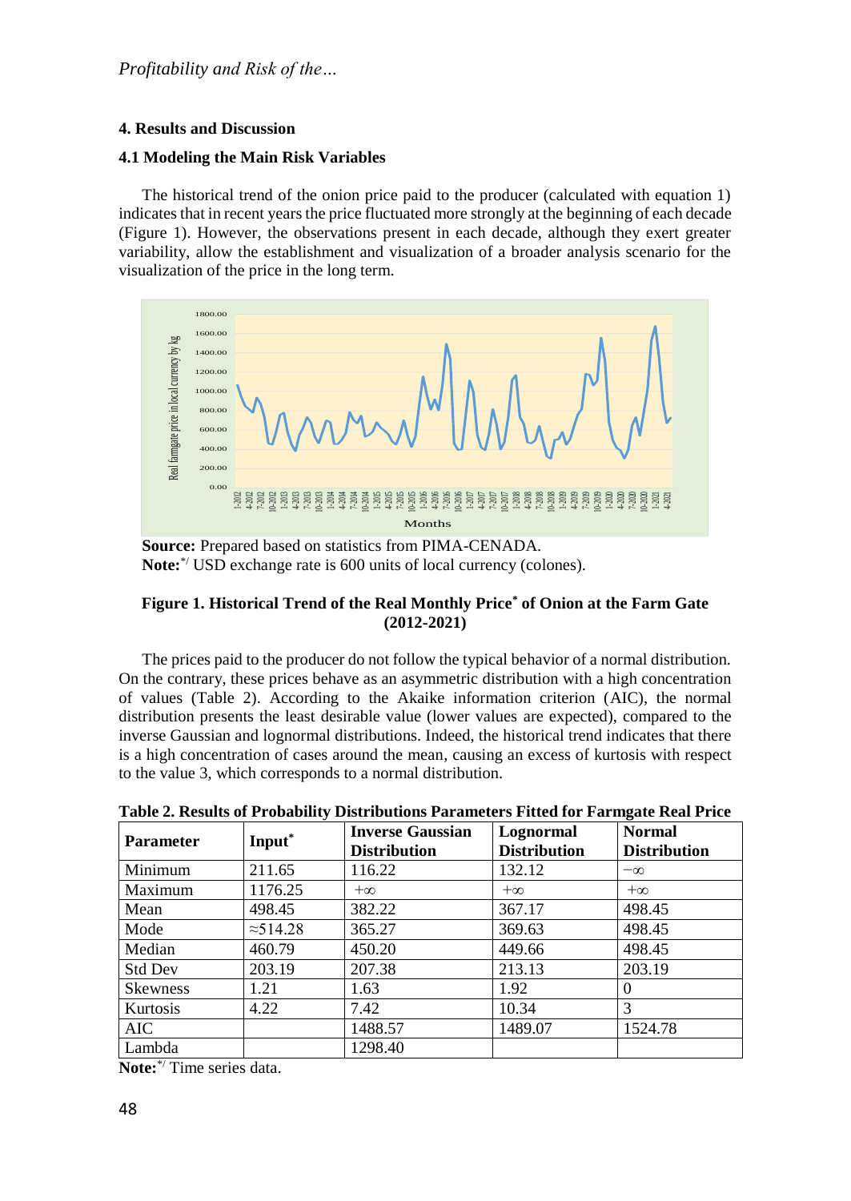## 4. Results and Discussion

### 4.1 Modeling the Main Risk Variables

The historical trend of the onion price paid to the producer (calculated with equation 1) indicates that in recent years the price fluctuated more strongly at the beginning of each decade (Figure 1). However, the observations present in each decade, although they exert greater variability, allow the establishment and visualization of a broader analysis scenario for the visualization of the price in the long term.

**Source:** Prepared based on statistics from PIMA-CENADA.
**Note:**[*/] USD exchange rate is 600 units of local currency (colones).

**Figure 1. Historical Trend of the Real Monthly Price[*] of Onion at the Farm Gate (2012-2021)**

The prices paid to the producer do not follow the typical behavior of a normal distribution. On the contrary, these prices behave as an asymmetric distribution with a high concentration of values (Table 2). According to the Akaike information criterion (AIC), the normal distribution presents the least desirable value (lower values are expected), compared to the inverse Gaussian and lognormal distributions. Indeed, the historical trend indicates that there is a high concentration of cases around the mean, causing an excess of kurtosis with respect to the value 3, which corresponds to a normal distribution.

**Table 2. Results of Probability Distributions Parameters Fitted for Farmgate Real Price**

| Parameter | Input[*] | Inverse Gaussian Distribution | Lognormal Distribution | Normal Distribution |
|---|---|---|---|---|
| Minimum | 211.65 | 116.22 | 132.12 | $-\infty$ |
| Maximum | 1176.25 | $+\infty$ | $+\infty$ | $+\infty$ |
| Mean | 498.45 | 382.22 | 367.17 | 498.45 |
| Mode | ≈514.28 | 365.27 | 369.63 | 498.45 |
| Median | 460.79 | 450.20 | 449.66 | 498.45 |
| Std Dev | 203.19 | 207.38 | 213.13 | 203.19 |
| Skewness | 1.21 | 1.63 | 1.92 | 0 |
| Kurtosis | 4.22 | 7.42 | 10.34 | 3 |
| AIC | | 1488.57 | 1489.07 | 1524.78 |
| Lambda | | 1298.40 | | |

**Note:**[*/] Time series data.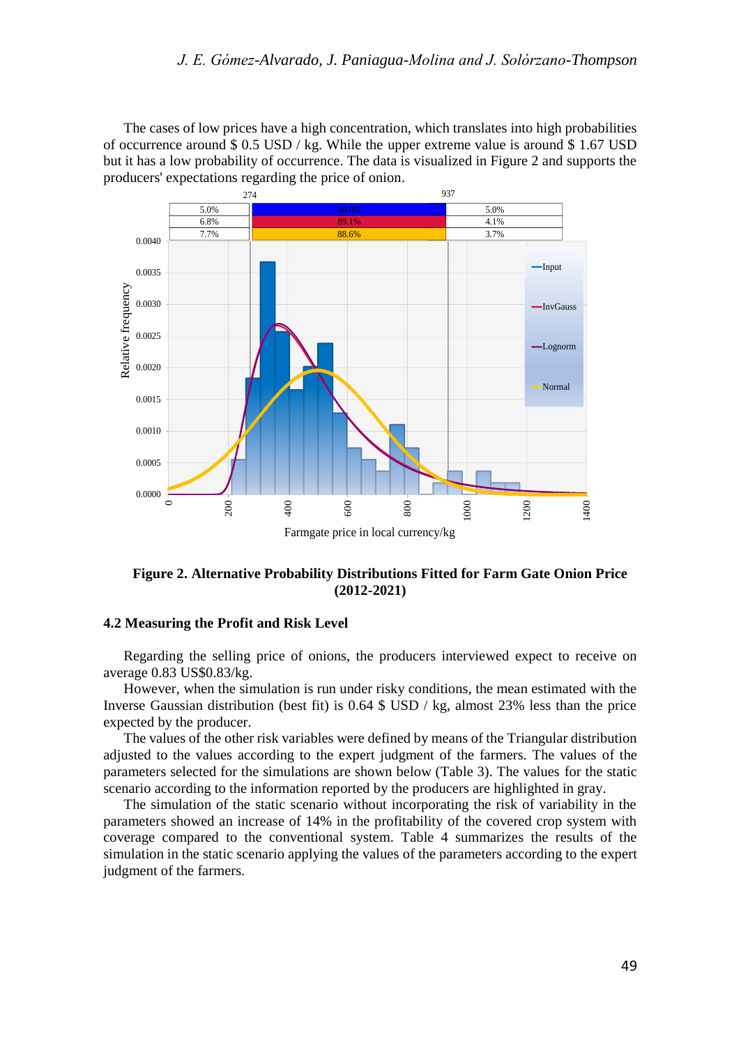The cases of low prices have a high concentration, which translates into high probabilities of occurrence around \$ 0.5 USD / kg. While the upper extreme value is around \$ 1.67 USD but it has a low probability of occurrence. The data is visualized in Figure 2 and supports the producers' expectations regarding the price of onion.

**Figure 2. Alternative Probability Distributions Fitted for Farm Gate Onion Price (2012-2021)**

### 4.2 Measuring the Profit and Risk Level

Regarding the selling price of onions, the producers interviewed expect to receive on average 0.83 US\$0.83/kg.

However, when the simulation is run under risky conditions, the mean estimated with the Inverse Gaussian distribution (best fit) is 0.64 \$ USD / kg, almost 23% less than the price expected by the producer.

The values of the other risk variables were defined by means of the Triangular distribution adjusted to the values according to the expert judgment of the farmers. The values of the parameters selected for the simulations are shown below (Table 3). The values for the static scenario according to the information reported by the producers are highlighted in gray.

The simulation of the static scenario without incorporating the risk of variability in the parameters showed an increase of 14% in the profitability of the covered crop system with coverage compared to the conventional system. Table 4 summarizes the results of the simulation in the static scenario applying the values of the parameters according to the expert judgment of the farmers.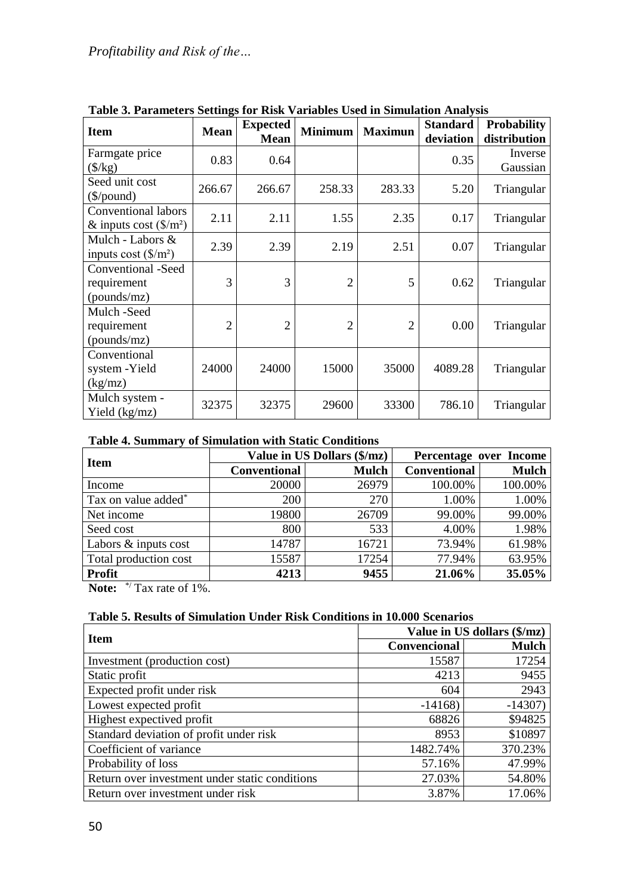**Table 3. Parameters Settings for Risk Variables Used in Simulation Analysis**

| Item | Mean | Expected Mean | Minimum | Maximun | Standard deviation | Probability distribution |
|---|---|---|---|---|---|---|
| Farmgate price ($/kg) | 0.83 | 0.64 | | | 0.35 | Inverse Gaussian |
| Seed unit cost ($/pound) | 266.67 | 266.67 | 258.33 | 283.33 | 5.20 | Triangular |
| Conventional labors & inputs cost ($/m²) | 2.11 | 2.11 | 1.55 | 2.35 | 0.17 | Triangular |
| Mulch - Labors & inputs cost ($/m²) | 2.39 | 2.39 | 2.19 | 2.51 | 0.07 | Triangular |
| Conventional -Seed requirement (pounds/mz) | 3 | 3 | 2 | 5 | 0.62 | Triangular |
| Mulch -Seed requirement (pounds/mz) | 2 | 2 | 2 | 2 | 0.00 | Triangular |
| Conventional system -Yield (kg/mz) | 24000 | 24000 | 15000 | 35000 | 4089.28 | Triangular |
| Mulch system - Yield (kg/mz) | 32375 | 32375 | 29600 | 33300 | 786.10 | Triangular |

**Table 4. Summary of Simulation with Static Conditions**

| Item | Value in US Dollars ($/mz) | | Percentage over Income | |
|---|---|---|---|---|
| | Conventional | Mulch | Conventional | Mulch |
| Income | 20000 | 26979 | 100.00% | 100.00% |
| Tax on value added* | 200 | 270 | 1.00% | 1.00% |
| Net income | 19800 | 26709 | 99.00% | 99.00% |
| Seed cost | 800 | 533 | 4.00% | 1.98% |
| Labors & inputs cost | 14787 | 16721 | 73.94% | 61.98% |
| Total production cost | 15587 | 17254 | 77.94% | 63.95% |
| **Profit** | **4213** | **9455** | **21.06%** | **35.05%** |

**Note:** */ Tax rate of 1%.

**Table 5. Results of Simulation Under Risk Conditions in 10.000 Scenarios**

| Item | Value in US dollars ($/mz) | |
|---|---|---|
| | Convencional | Mulch |
| Investment (production cost) | 15587 | 17254 |
| Static profit | 4213 | 9455 |
| Expected profit under risk | 604 | 2943 |
| Lowest expected profit | -14168) | -14307) |
| Highest expectived profit | 68826 | $94825 |
| Standard deviation of profit under risk | 8953 | $10897 |
| Coefficient of variance | 1482.74% | 370.23% |
| Probability of loss | 57.16% | 47.99% |
| Return over investment under static conditions | 27.03% | 54.80% |
| Return over investment under risk | 3.87% | 17.06% |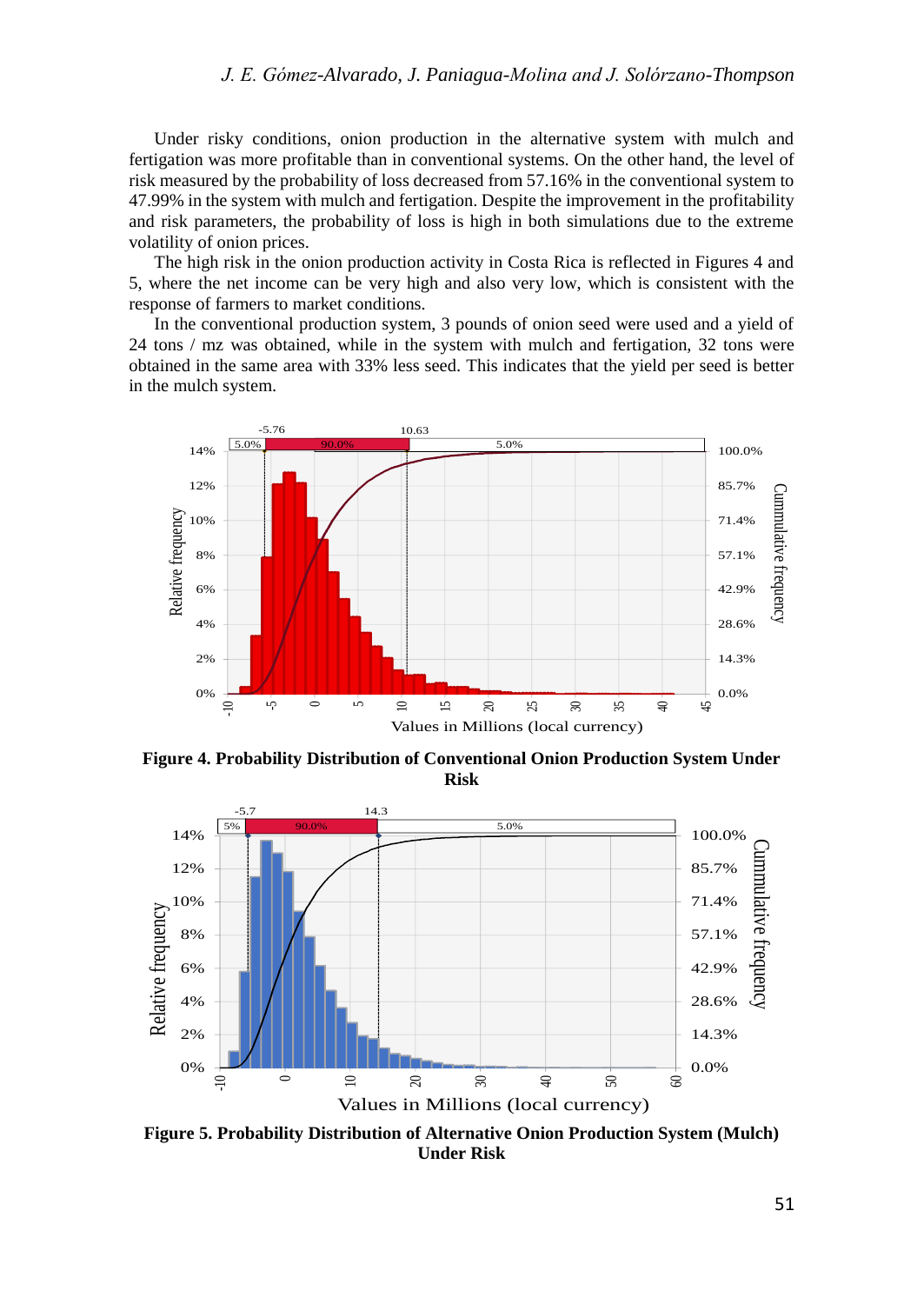Under risky conditions, onion production in the alternative system with mulch and fertigation was more profitable than in conventional systems. On the other hand, the level of risk measured by the probability of loss decreased from 57.16% in the conventional system to 47.99% in the system with mulch and fertigation. Despite the improvement in the profitability and risk parameters, the probability of loss is high in both simulations due to the extreme volatility of onion prices.

The high risk in the onion production activity in Costa Rica is reflected in Figures 4 and 5, where the net income can be very high and also very low, which is consistent with the response of farmers to market conditions.

In the conventional production system, 3 pounds of onion seed were used and a yield of 24 tons / mz was obtained, while in the system with mulch and fertigation, 32 tons were obtained in the same area with 33% less seed. This indicates that the yield per seed is better in the mulch system.

**Figure 4. Probability Distribution of Conventional Onion Production System Under Risk**

**Figure 5. Probability Distribution of Alternative Onion Production System (Mulch) Under Risk**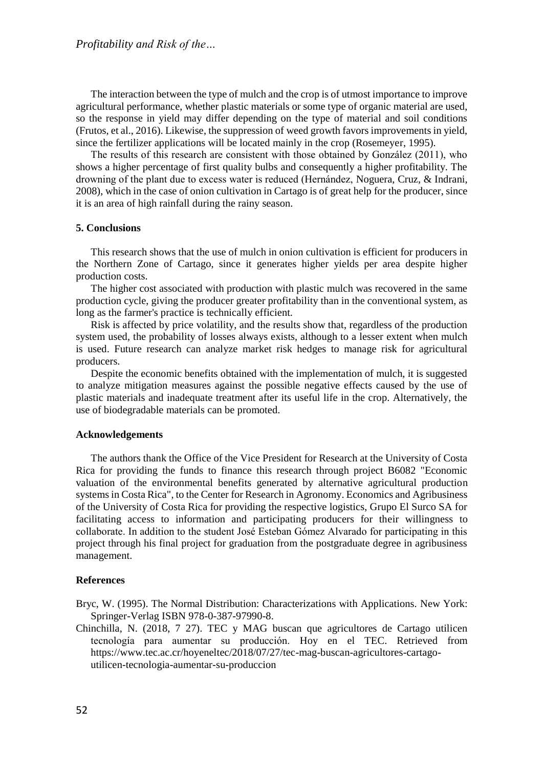The interaction between the type of mulch and the crop is of utmost importance to improve agricultural performance, whether plastic materials or some type of organic material are used, so the response in yield may differ depending on the type of material and soil conditions (Frutos, et al., 2016). Likewise, the suppression of weed growth favors improvements in yield, since the fertilizer applications will be located mainly in the crop (Rosemeyer, 1995).

The results of this research are consistent with those obtained by González (2011), who shows a higher percentage of first quality bulbs and consequently a higher profitability. The drowning of the plant due to excess water is reduced (Hernández, Noguera, Cruz, & Indrani, 2008), which in the case of onion cultivation in Cartago is of great help for the producer, since it is an area of high rainfall during the rainy season.

## 5. Conclusions

This research shows that the use of mulch in onion cultivation is efficient for producers in the Northern Zone of Cartago, since it generates higher yields per area despite higher production costs.

The higher cost associated with production with plastic mulch was recovered in the same production cycle, giving the producer greater profitability than in the conventional system, as long as the farmer's practice is technically efficient.

Risk is affected by price volatility, and the results show that, regardless of the production system used, the probability of losses always exists, although to a lesser extent when mulch is used. Future research can analyze market risk hedges to manage risk for agricultural producers.

Despite the economic benefits obtained with the implementation of mulch, it is suggested to analyze mitigation measures against the possible negative effects caused by the use of plastic materials and inadequate treatment after its useful life in the crop. Alternatively, the use of biodegradable materials can be promoted.

## Acknowledgements

The authors thank the Office of the Vice President for Research at the University of Costa Rica for providing the funds to finance this research through project B6082 "Economic valuation of the environmental benefits generated by alternative agricultural production systems in Costa Rica", to the Center for Research in Agronomy. Economics and Agribusiness of the University of Costa Rica for providing the respective logistics, Grupo El Surco SA for facilitating access to information and participating producers for their willingness to collaborate. In addition to the student José Esteban Gómez Alvarado for participating in this project through his final project for graduation from the postgraduate degree in agribusiness management.

## References

Bryc, W. (1995). The Normal Distribution: Characterizations with Applications. New York: Springer-Verlag ISBN 978-0-387-97990-8.

Chinchilla, N. (2018, 7 27). TEC y MAG buscan que agricultores de Cartago utilicen tecnología para aumentar su producción. Hoy en el TEC. Retrieved from https://www.tec.ac.cr/hoyeneltec/2018/07/27/tec-mag-buscan-agricultores-cartago-utilicen-tecnologia-aumentar-su-produccion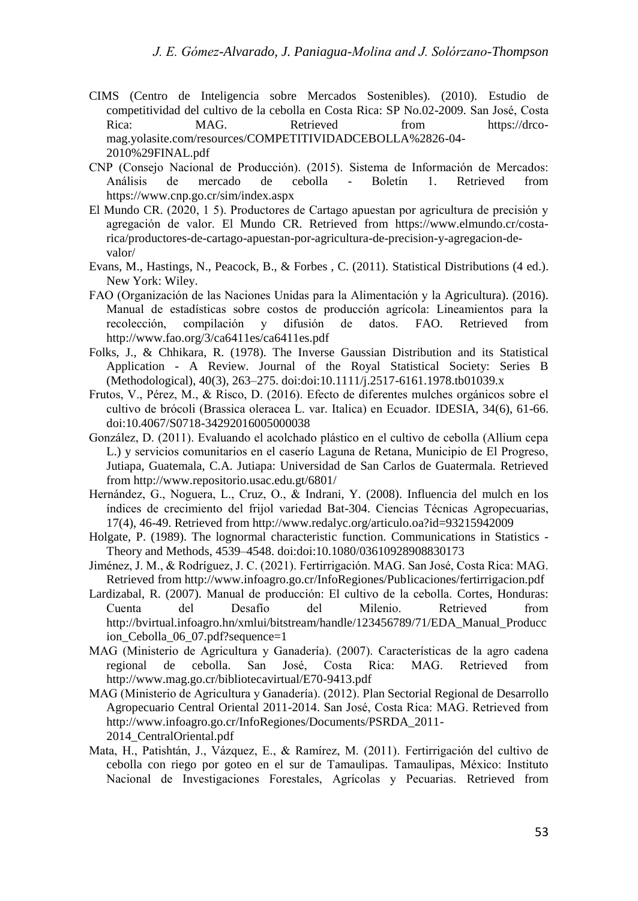CIMS (Centro de Inteligencia sobre Mercados Sostenibles). (2010). Estudio de competitividad del cultivo de la cebolla en Costa Rica: SP No.02-2009. San José, Costa Rica: MAG. Retrieved from https://drco-mag.yolasite.com/resources/COMPETITIVIDADCEBOLLA%2826-04-2010%29FINAL.pdf

CNP (Consejo Nacional de Producción). (2015). Sistema de Información de Mercados: Análisis de mercado de cebolla - Boletín 1. Retrieved from https://www.cnp.go.cr/sim/index.aspx

El Mundo CR. (2020, 1 5). Productores de Cartago apuestan por agricultura de precisión y agregación de valor. El Mundo CR. Retrieved from https://www.elmundo.cr/costa-rica/productores-de-cartago-apuestan-por-agricultura-de-precision-y-agregacion-de-valor/

Evans, M., Hastings, N., Peacock, B., & Forbes , C. (2011). Statistical Distributions (4 ed.). New York: Wiley.

FAO (Organización de las Naciones Unidas para la Alimentación y la Agricultura). (2016). Manual de estadísticas sobre costos de producción agrícola: Lineamientos para la recolección, compilación y difusión de datos. FAO. Retrieved from http://www.fao.org/3/ca6411es/ca6411es.pdf

Folks, J., & Chhikara, R. (1978). The Inverse Gaussian Distribution and its Statistical Application - A Review. Journal of the Royal Statistical Society: Series B (Methodological), 40(3), 263–275. doi:doi:10.1111/j.2517-6161.1978.tb01039.x

Frutos, V., Pérez, M., & Risco, D. (2016). Efecto de diferentes mulches orgánicos sobre el cultivo de brócoli (Brassica oleracea L. var. Italica) en Ecuador. IDESIA, 34(6), 61-66. doi:10.4067/S0718-34292016005000038

González, D. (2011). Evaluando el acolchado plástico en el cultivo de cebolla (Allium cepa L.) y servicios comunitarios en el caserío Laguna de Retana, Municipio de El Progreso, Jutiapa, Guatemala, C.A. Jutiapa: Universidad de San Carlos de Guatermala. Retrieved from http://www.repositorio.usac.edu.gt/6801/

Hernández, G., Noguera, L., Cruz, O., & Indrani, Y. (2008). Influencia del mulch en los índices de crecimiento del frijol variedad Bat-304. Ciencias Técnicas Agropecuarias, 17(4), 46-49. Retrieved from http://www.redalyc.org/articulo.oa?id=93215942009

Holgate, P. (1989). The lognormal characteristic function. Communications in Statistics - Theory and Methods, 4539–4548. doi:doi:10.1080/03610928908830173

Jiménez, J. M., & Rodríguez, J. C. (2021). Fertirrigación. MAG. San José, Costa Rica: MAG. Retrieved from http://www.infoagro.go.cr/InfoRegiones/Publicaciones/fertirrigacion.pdf

Lardizabal, R. (2007). Manual de producción: El cultivo de la cebolla. Cortes, Honduras: Cuenta del Desafío del Milenio. Retrieved from http://bvirtual.infoagro.hn/xmlui/bitstream/handle/123456789/71/EDA_Manual_Produccion_Cebolla_06_07.pdf?sequence=1

MAG (Ministerio de Agricultura y Ganadería). (2007). Características de la agro cadena regional de cebolla. San José, Costa Rica: MAG. Retrieved from http://www.mag.go.cr/bibliotecavirtual/E70-9413.pdf

MAG (Ministerio de Agricultura y Ganadería). (2012). Plan Sectorial Regional de Desarrollo Agropecuario Central Oriental 2011-2014. San José, Costa Rica: MAG. Retrieved from http://www.infoagro.go.cr/InfoRegiones/Documents/PSRDA_2011-2014_CentralOriental.pdf

Mata, H., Patishtán, J., Vázquez, E., & Ramírez, M. (2011). Fertirrigación del cultivo de cebolla con riego por goteo en el sur de Tamaulipas. Tamaulipas, México: Instituto Nacional de Investigaciones Forestales, Agrícolas y Pecuarias. Retrieved from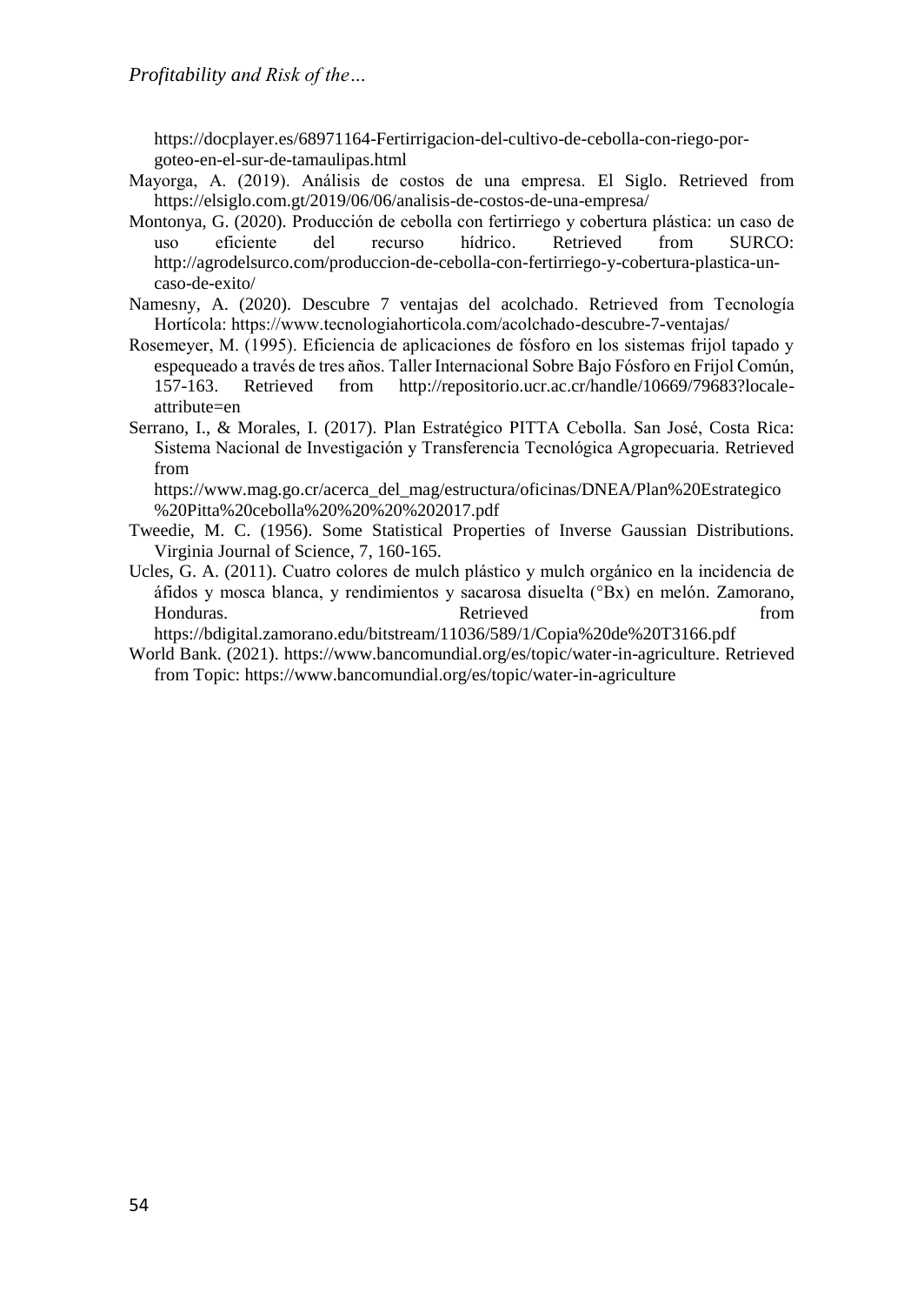https://docplayer.es/68971164-Fertirrigacion-del-cultivo-de-cebolla-con-riego-por-goteo-en-el-sur-de-tamaulipas.html

Mayorga, A. (2019). Análisis de costos de una empresa. El Siglo. Retrieved from https://elsiglo.com.gt/2019/06/06/analisis-de-costos-de-una-empresa/

Montonya, G. (2020). Producción de cebolla con fertirriego y cobertura plástica: un caso de uso eficiente del recurso hídrico. Retrieved from SURCO: http://agrodelsurco.com/produccion-de-cebolla-con-fertirriego-y-cobertura-plastica-un-caso-de-exito/

Namesny, A. (2020). Descubre 7 ventajas del acolchado. Retrieved from Tecnología Hortícola: https://www.tecnologiahorticola.com/acolchado-descubre-7-ventajas/

Rosemeyer, M. (1995). Eficiencia de aplicaciones de fósforo en los sistemas frijol tapado y espequeado a través de tres años. Taller Internacional Sobre Bajo Fósforo en Frijol Común, 157-163. Retrieved from http://repositorio.ucr.ac.cr/handle/10669/79683?locale-attribute=en

Serrano, I., & Morales, I. (2017). Plan Estratégico PITTA Cebolla. San José, Costa Rica: Sistema Nacional de Investigación y Transferencia Tecnológica Agropecuaria. Retrieved from https://www.mag.go.cr/acerca_del_mag/estructura/oficinas/DNEA/Plan%20Estrategico%20Pitta%20cebolla%20%20%20%202017.pdf

Tweedie, M. C. (1956). Some Statistical Properties of Inverse Gaussian Distributions. Virginia Journal of Science, 7, 160-165.

Ucles, G. A. (2011). Cuatro colores de mulch plástico y mulch orgánico en la incidencia de áfidos y mosca blanca, y rendimientos y sacarosa disuelta (°Bx) en melón. Zamorano, Honduras. Retrieved from https://bdigital.zamorano.edu/bitstream/11036/589/1/Copia%20de%20T3166.pdf

World Bank. (2021). https://www.bancomundial.org/es/topic/water-in-agriculture. Retrieved from Topic: https://www.bancomundial.org/es/topic/water-in-agriculture